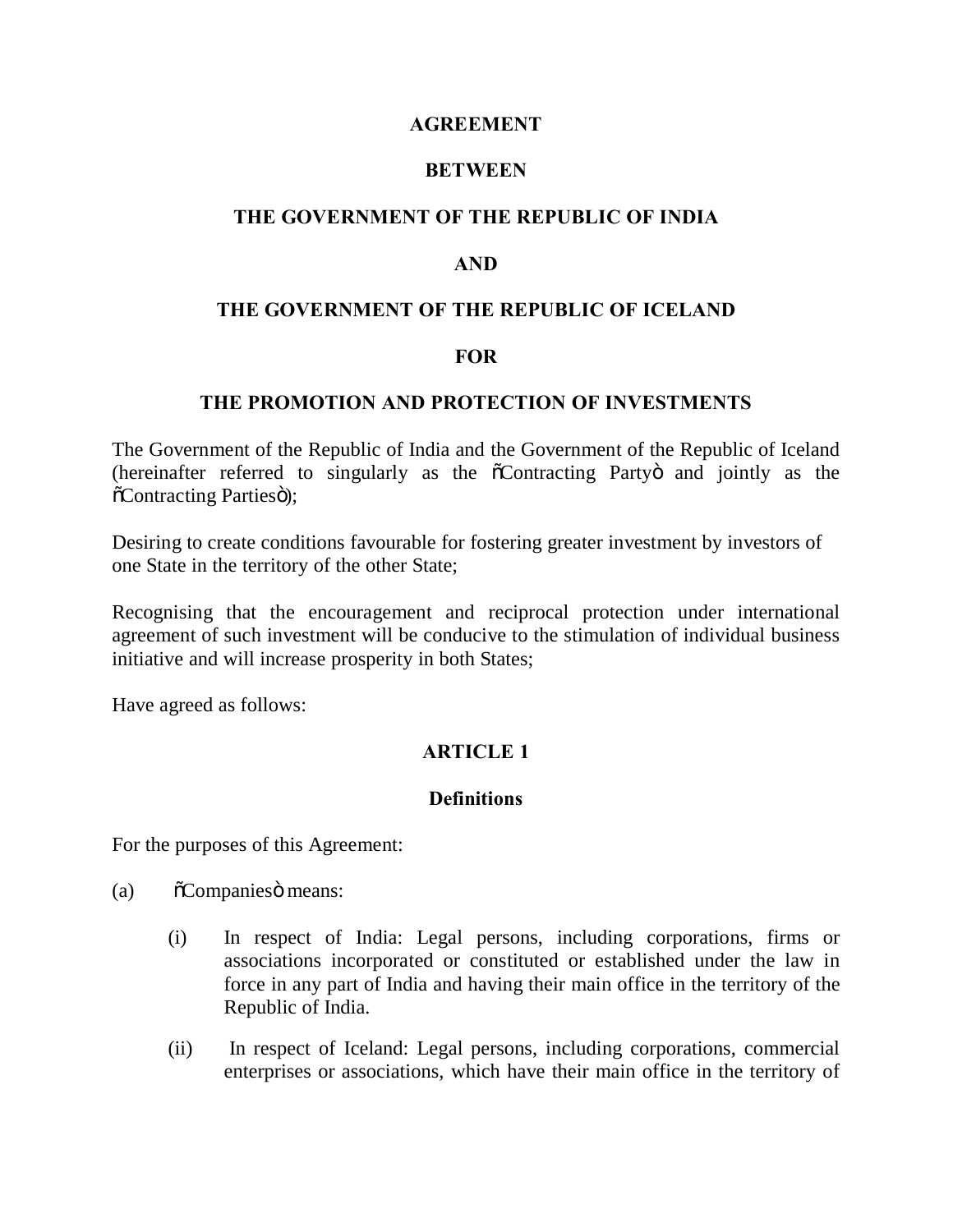**AGREEMENT**

**BETWEEN**

**THE GOVERNMENT OF THE REPUBLIC OF INDIA**

**AND**

**THE GOVERNMENT OF THE REPUBLIC OF ICELAND**

**FOR**

**THE PROMOTION AND PROTECTION OF INVESTMENTS**

The Government of the Republic of India and the Government of the Republic of Iceland (hereinafter referred to singularly as the "Contracting Party" and jointly as the "Contracting Parties");

Desiring to create conditions favourable for fostering greater investment by investors of one State in the territory of the other State;

Recognising that the encouragement and reciprocal protection under international agreement of such investment will be conducive to the stimulation of individual business initiative and will increase prosperity in both States;

Have agreed as follows:

## ARTICLE 1

### Definitions

For the purposes of this Agreement:

(a) "Companies" means:

- (i) In respect of India: Legal persons, including corporations, firms or associations incorporated or constituted or established under the law in force in any part of India and having their main office in the territory of the Republic of India.
- (ii) In respect of Iceland: Legal persons, including corporations, commercial enterprises or associations, which have their main office in the territory of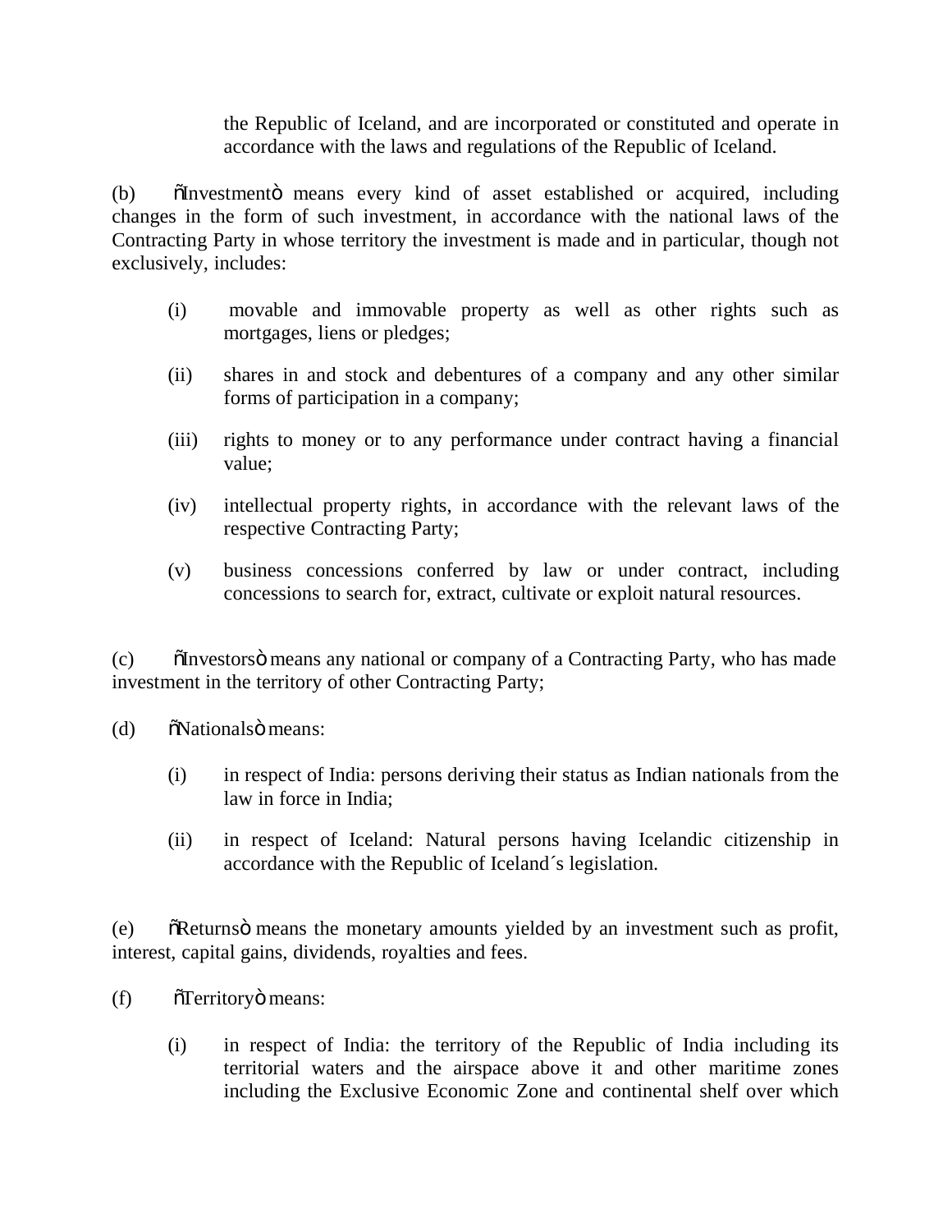the Republic of Iceland, and are incorporated or constituted and operate in accordance with the laws and regulations of the Republic of Iceland.

(b) õInvestmentö means every kind of asset established or acquired, including changes in the form of such investment, in accordance with the national laws of the Contracting Party in whose territory the investment is made and in particular, though not exclusively, includes:

(i) movable and immovable property as well as other rights such as mortgages, liens or pledges;

(ii) shares in and stock and debentures of a company and any other similar forms of participation in a company;

(iii) rights to money or to any performance under contract having a financial value;

(iv) intellectual property rights, in accordance with the relevant laws of the respective Contracting Party;

(v) business concessions conferred by law or under contract, including concessions to search for, extract, cultivate or exploit natural resources.

(c) õInvestorsö means any national or company of a Contracting Party, who has made investment in the territory of other Contracting Party;

(d) õNationalsö means:

(i) in respect of India: persons deriving their status as Indian nationals from the law in force in India;

(ii) in respect of Iceland: Natural persons having Icelandic citizenship in accordance with the Republic of Iceland´s legislation.

(e) õReturnsö means the monetary amounts yielded by an investment such as profit, interest, capital gains, dividends, royalties and fees.

(f) õTerritoryö means:

(i) in respect of India: the territory of the Republic of India including its territorial waters and the airspace above it and other maritime zones including the Exclusive Economic Zone and continental shelf over which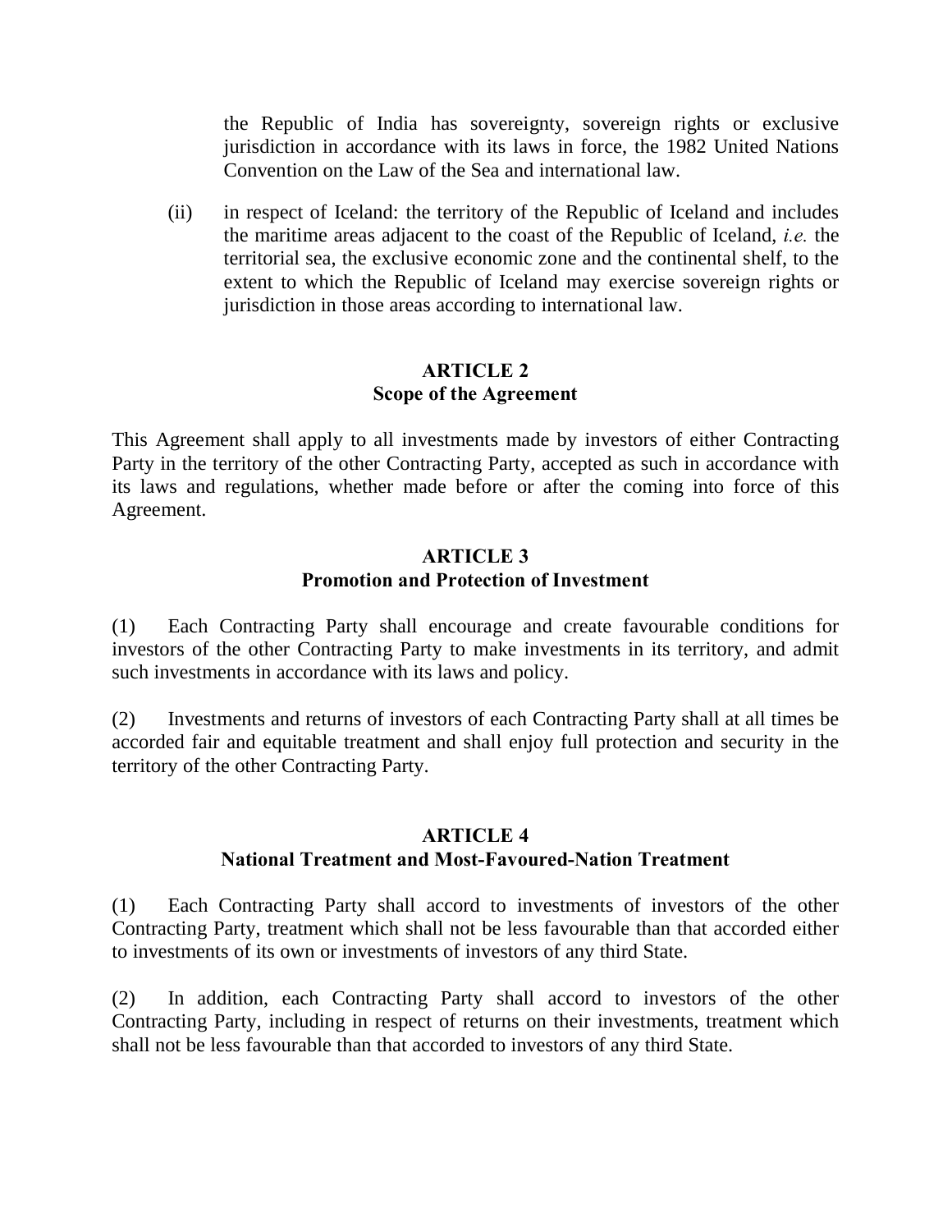the Republic of India has sovereignty, sovereign rights or exclusive jurisdiction in accordance with its laws in force, the 1982 United Nations Convention on the Law of the Sea and international law.

(ii) in respect of Iceland: the territory of the Republic of Iceland and includes the maritime areas adjacent to the coast of the Republic of Iceland, *i.e.* the territorial sea, the exclusive economic zone and the continental shelf, to the extent to which the Republic of Iceland may exercise sovereign rights or jurisdiction in those areas according to international law.

## ARTICLE 2
## Scope of the Agreement

This Agreement shall apply to all investments made by investors of either Contracting Party in the territory of the other Contracting Party, accepted as such in accordance with its laws and regulations, whether made before or after the coming into force of this Agreement.

## ARTICLE 3
## Promotion and Protection of Investment

(1) Each Contracting Party shall encourage and create favourable conditions for investors of the other Contracting Party to make investments in its territory, and admit such investments in accordance with its laws and policy.

(2) Investments and returns of investors of each Contracting Party shall at all times be accorded fair and equitable treatment and shall enjoy full protection and security in the territory of the other Contracting Party.

## ARTICLE 4
## National Treatment and Most-Favoured-Nation Treatment

(1) Each Contracting Party shall accord to investments of investors of the other Contracting Party, treatment which shall not be less favourable than that accorded either to investments of its own or investments of investors of any third State.

(2) In addition, each Contracting Party shall accord to investors of the other Contracting Party, including in respect of returns on their investments, treatment which shall not be less favourable than that accorded to investors of any third State.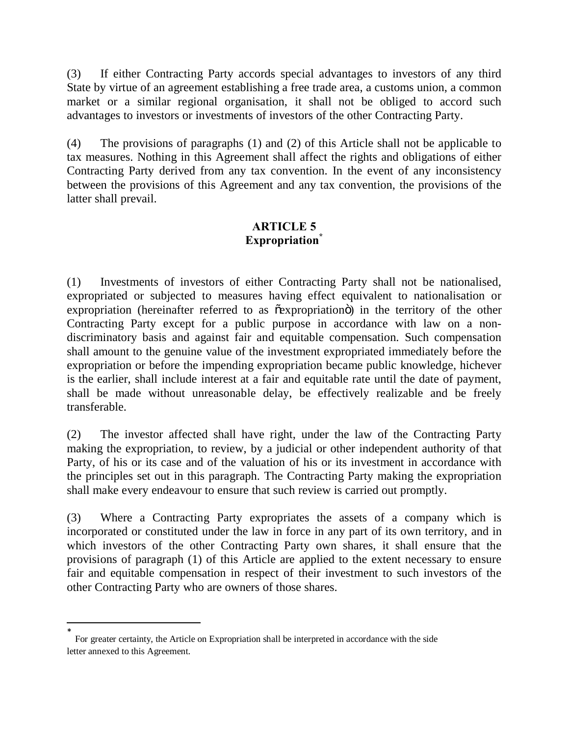(3) If either Contracting Party accords special advantages to investors of any third State by virtue of an agreement establishing a free trade area, a customs union, a common market or a similar regional organisation, it shall not be obliged to accord such advantages to investors or investments of investors of the other Contracting Party.

(4) The provisions of paragraphs (1) and (2) of this Article shall not be applicable to tax measures. Nothing in this Agreement shall affect the rights and obligations of either Contracting Party derived from any tax convention. In the event of any inconsistency between the provisions of this Agreement and any tax convention, the provisions of the latter shall prevail.

## ARTICLE 5
## Expropriation*

(1) Investments of investors of either Contracting Party shall not be nationalised, expropriated or subjected to measures having effect equivalent to nationalisation or expropriation (hereinafter referred to as "expropriation") in the territory of the other Contracting Party except for a public purpose in accordance with law on a non-discriminatory basis and against fair and equitable compensation. Such compensation shall amount to the genuine value of the investment expropriated immediately before the expropriation or before the impending expropriation became public knowledge, hichever is the earlier, shall include interest at a fair and equitable rate until the date of payment, shall be made without unreasonable delay, be effectively realizable and be freely transferable.

(2) The investor affected shall have right, under the law of the Contracting Party making the expropriation, to review, by a judicial or other independent authority of that Party, of his or its case and of the valuation of his or its investment in accordance with the principles set out in this paragraph. The Contracting Party making the expropriation shall make every endeavour to ensure that such review is carried out promptly.

(3) Where a Contracting Party expropriates the assets of a company which is incorporated or constituted under the law in force in any part of its own territory, and in which investors of the other Contracting Party own shares, it shall ensure that the provisions of paragraph (1) of this Article are applied to the extent necessary to ensure fair and equitable compensation in respect of their investment to such investors of the other Contracting Party who are owners of those shares.

---

* For greater certainty, the Article on Expropriation shall be interpreted in accordance with the side letter annexed to this Agreement.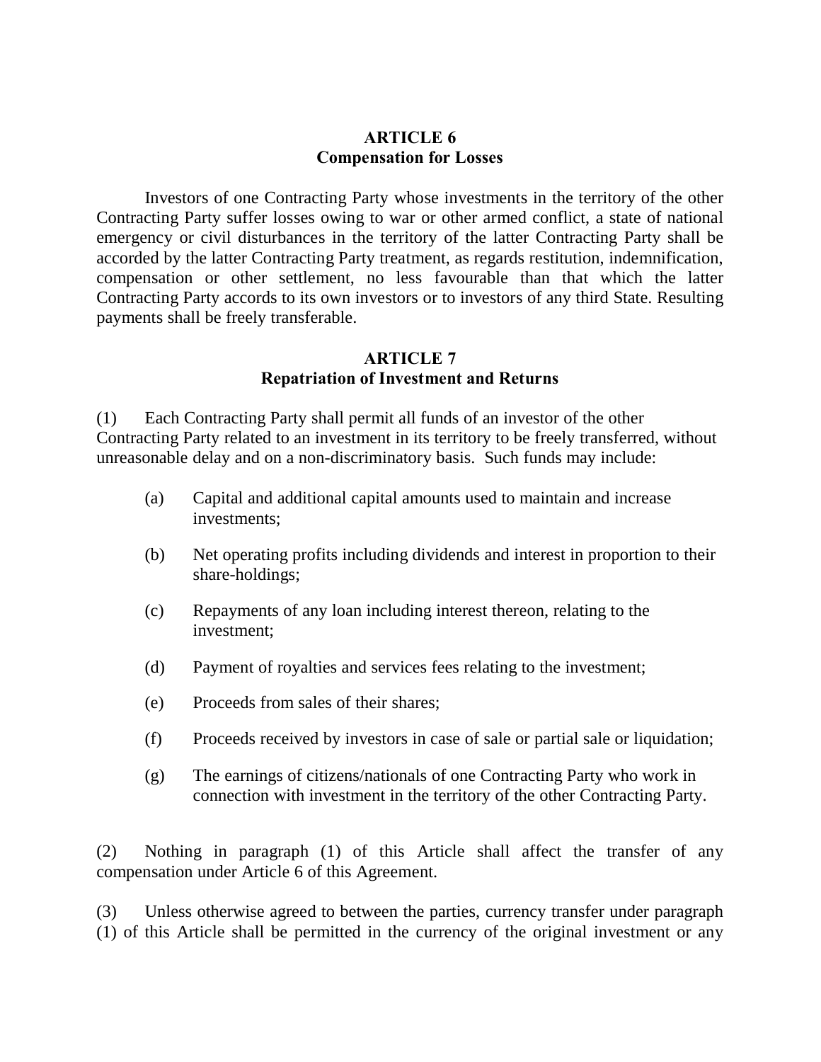## ARTICLE 6
## Compensation for Losses

Investors of one Contracting Party whose investments in the territory of the other Contracting Party suffer losses owing to war or other armed conflict, a state of national emergency or civil disturbances in the territory of the latter Contracting Party shall be accorded by the latter Contracting Party treatment, as regards restitution, indemnification, compensation or other settlement, no less favourable than that which the latter Contracting Party accords to its own investors or to investors of any third State. Resulting payments shall be freely transferable.

## ARTICLE 7
## Repatriation of Investment and Returns

(1) Each Contracting Party shall permit all funds of an investor of the other Contracting Party related to an investment in its territory to be freely transferred, without unreasonable delay and on a non-discriminatory basis. Such funds may include:

(a) Capital and additional capital amounts used to maintain and increase investments;

(b) Net operating profits including dividends and interest in proportion to their share-holdings;

(c) Repayments of any loan including interest thereon, relating to the investment;

(d) Payment of royalties and services fees relating to the investment;

(e) Proceeds from sales of their shares;

(f) Proceeds received by investors in case of sale or partial sale or liquidation;

(g) The earnings of citizens/nationals of one Contracting Party who work in connection with investment in the territory of the other Contracting Party.

(2) Nothing in paragraph (1) of this Article shall affect the transfer of any compensation under Article 6 of this Agreement.

(3) Unless otherwise agreed to between the parties, currency transfer under paragraph (1) of this Article shall be permitted in the currency of the original investment or any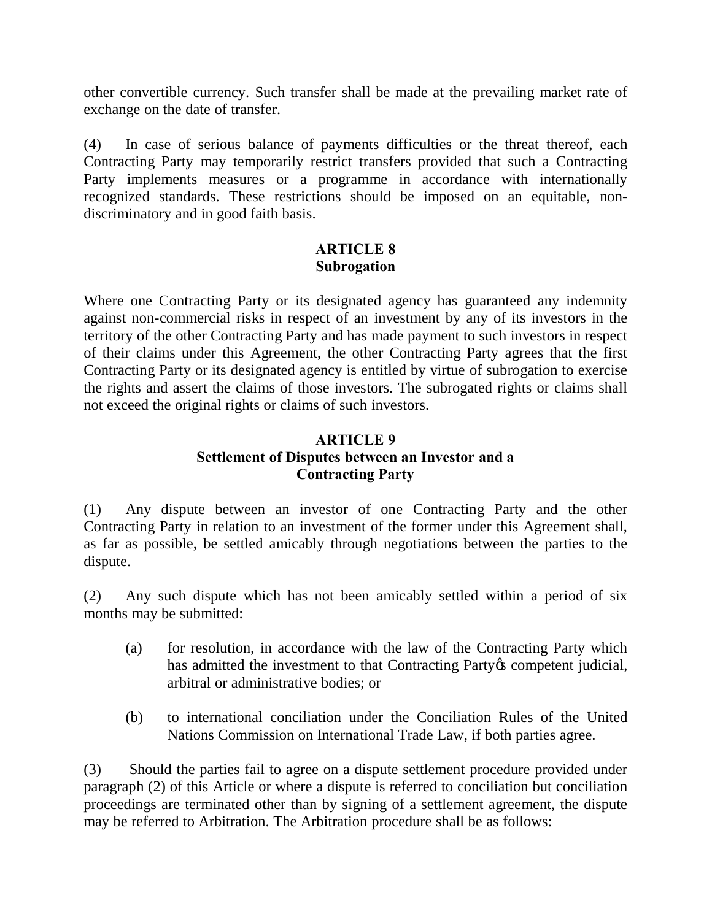other convertible currency. Such transfer shall be made at the prevailing market rate of exchange on the date of transfer.

(4) In case of serious balance of payments difficulties or the threat thereof, each Contracting Party may temporarily restrict transfers provided that such a Contracting Party implements measures or a programme in accordance with internationally recognized standards. These restrictions should be imposed on an equitable, non-discriminatory and in good faith basis.

## ARTICLE 8
## Subrogation

Where one Contracting Party or its designated agency has guaranteed any indemnity against non-commercial risks in respect of an investment by any of its investors in the territory of the other Contracting Party and has made payment to such investors in respect of their claims under this Agreement, the other Contracting Party agrees that the first Contracting Party or its designated agency is entitled by virtue of subrogation to exercise the rights and assert the claims of those investors. The subrogated rights or claims shall not exceed the original rights or claims of such investors.

## ARTICLE 9
## Settlement of Disputes between an Investor and a Contracting Party

(1) Any dispute between an investor of one Contracting Party and the other Contracting Party in relation to an investment of the former under this Agreement shall, as far as possible, be settled amicably through negotiations between the parties to the dispute.

(2) Any such dispute which has not been amicably settled within a period of six months may be submitted:

(a) for resolution, in accordance with the law of the Contracting Party which has admitted the investment to that Contracting Party's competent judicial, arbitral or administrative bodies; or

(b) to international conciliation under the Conciliation Rules of the United Nations Commission on International Trade Law, if both parties agree.

(3) Should the parties fail to agree on a dispute settlement procedure provided under paragraph (2) of this Article or where a dispute is referred to conciliation but conciliation proceedings are terminated other than by signing of a settlement agreement, the dispute may be referred to Arbitration. The Arbitration procedure shall be as follows: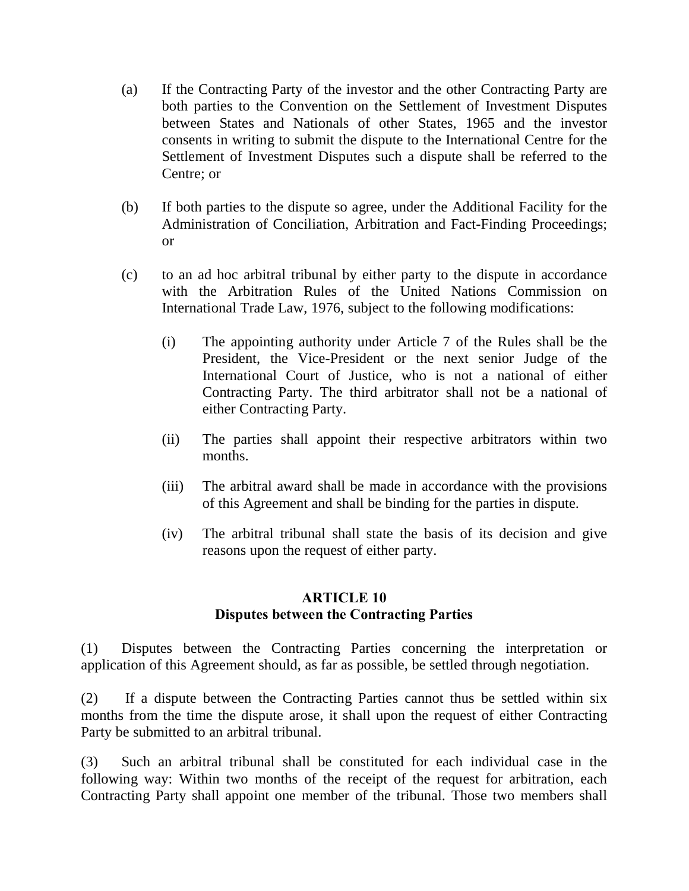(a) If the Contracting Party of the investor and the other Contracting Party are both parties to the Convention on the Settlement of Investment Disputes between States and Nationals of other States, 1965 and the investor consents in writing to submit the dispute to the International Centre for the Settlement of Investment Disputes such a dispute shall be referred to the Centre; or

(b) If both parties to the dispute so agree, under the Additional Facility for the Administration of Conciliation, Arbitration and Fact-Finding Proceedings; or

(c) to an ad hoc arbitral tribunal by either party to the dispute in accordance with the Arbitration Rules of the United Nations Commission on International Trade Law, 1976, subject to the following modifications:

   (i) The appointing authority under Article 7 of the Rules shall be the President, the Vice-President or the next senior Judge of the International Court of Justice, who is not a national of either Contracting Party. The third arbitrator shall not be a national of either Contracting Party.

   (ii) The parties shall appoint their respective arbitrators within two months.

   (iii) The arbitral award shall be made in accordance with the provisions of this Agreement and shall be binding for the parties in dispute.

   (iv) The arbitral tribunal shall state the basis of its decision and give reasons upon the request of either party.

## ARTICLE 10
## Disputes between the Contracting Parties

(1) Disputes between the Contracting Parties concerning the interpretation or application of this Agreement should, as far as possible, be settled through negotiation.

(2) If a dispute between the Contracting Parties cannot thus be settled within six months from the time the dispute arose, it shall upon the request of either Contracting Party be submitted to an arbitral tribunal.

(3) Such an arbitral tribunal shall be constituted for each individual case in the following way: Within two months of the receipt of the request for arbitration, each Contracting Party shall appoint one member of the tribunal. Those two members shall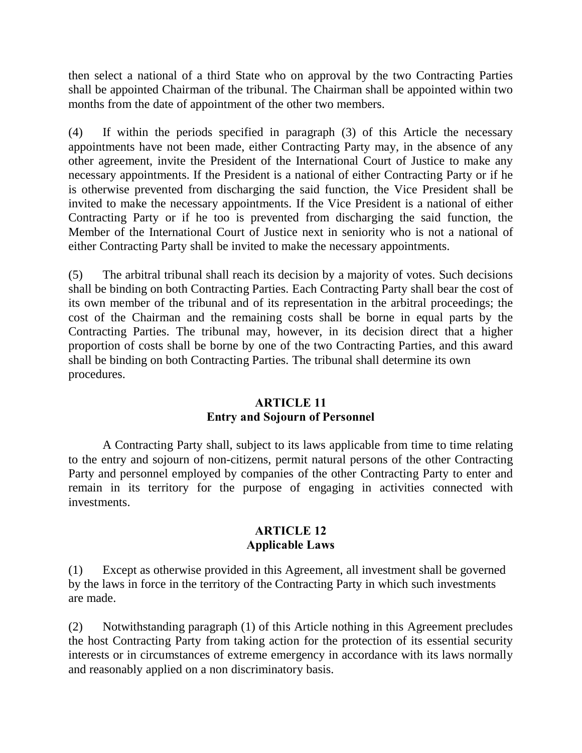then select a national of a third State who on approval by the two Contracting Parties shall be appointed Chairman of the tribunal. The Chairman shall be appointed within two months from the date of appointment of the other two members.

(4) If within the periods specified in paragraph (3) of this Article the necessary appointments have not been made, either Contracting Party may, in the absence of any other agreement, invite the President of the International Court of Justice to make any necessary appointments. If the President is a national of either Contracting Party or if he is otherwise prevented from discharging the said function, the Vice President shall be invited to make the necessary appointments. If the Vice President is a national of either Contracting Party or if he too is prevented from discharging the said function, the Member of the International Court of Justice next in seniority who is not a national of either Contracting Party shall be invited to make the necessary appointments.

(5) The arbitral tribunal shall reach its decision by a majority of votes. Such decisions shall be binding on both Contracting Parties. Each Contracting Party shall bear the cost of its own member of the tribunal and of its representation in the arbitral proceedings; the cost of the Chairman and the remaining costs shall be borne in equal parts by the Contracting Parties. The tribunal may, however, in its decision direct that a higher proportion of costs shall be borne by one of the two Contracting Parties, and this award shall be binding on both Contracting Parties. The tribunal shall determine its own procedures.

## ARTICLE 11
## Entry and Sojourn of Personnel

A Contracting Party shall, subject to its laws applicable from time to time relating to the entry and sojourn of non-citizens, permit natural persons of the other Contracting Party and personnel employed by companies of the other Contracting Party to enter and remain in its territory for the purpose of engaging in activities connected with investments.

## ARTICLE 12
## Applicable Laws

(1) Except as otherwise provided in this Agreement, all investment shall be governed by the laws in force in the territory of the Contracting Party in which such investments are made.

(2) Notwithstanding paragraph (1) of this Article nothing in this Agreement precludes the host Contracting Party from taking action for the protection of its essential security interests or in circumstances of extreme emergency in accordance with its laws normally and reasonably applied on a non discriminatory basis.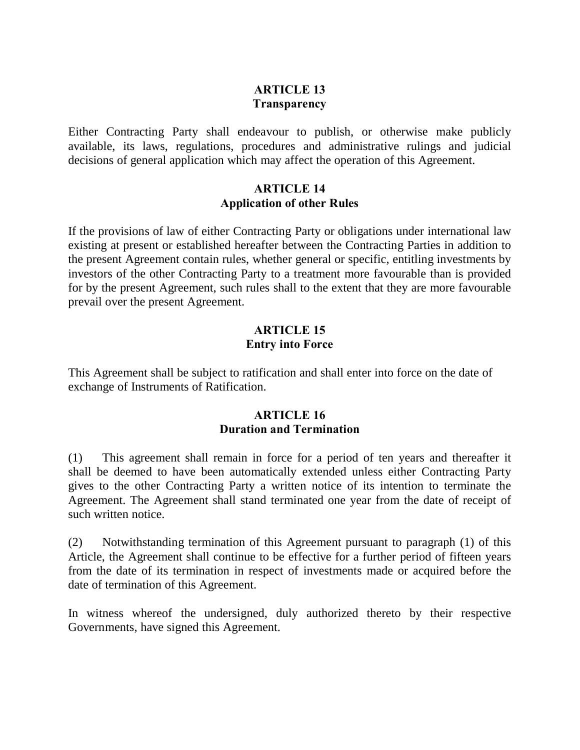### ARTICLE 13
### Transparency

Either Contracting Party shall endeavour to publish, or otherwise make publicly available, its laws, regulations, procedures and administrative rulings and judicial decisions of general application which may affect the operation of this Agreement.

### ARTICLE 14
### Application of other Rules

If the provisions of law of either Contracting Party or obligations under international law existing at present or established hereafter between the Contracting Parties in addition to the present Agreement contain rules, whether general or specific, entitling investments by investors of the other Contracting Party to a treatment more favourable than is provided for by the present Agreement, such rules shall to the extent that they are more favourable prevail over the present Agreement.

### ARTICLE 15
### Entry into Force

This Agreement shall be subject to ratification and shall enter into force on the date of exchange of Instruments of Ratification.

### ARTICLE 16
### Duration and Termination

(1) This agreement shall remain in force for a period of ten years and thereafter it shall be deemed to have been automatically extended unless either Contracting Party gives to the other Contracting Party a written notice of its intention to terminate the Agreement. The Agreement shall stand terminated one year from the date of receipt of such written notice.

(2) Notwithstanding termination of this Agreement pursuant to paragraph (1) of this Article, the Agreement shall continue to be effective for a further period of fifteen years from the date of its termination in respect of investments made or acquired before the date of termination of this Agreement.

In witness whereof the undersigned, duly authorized thereto by their respective Governments, have signed this Agreement.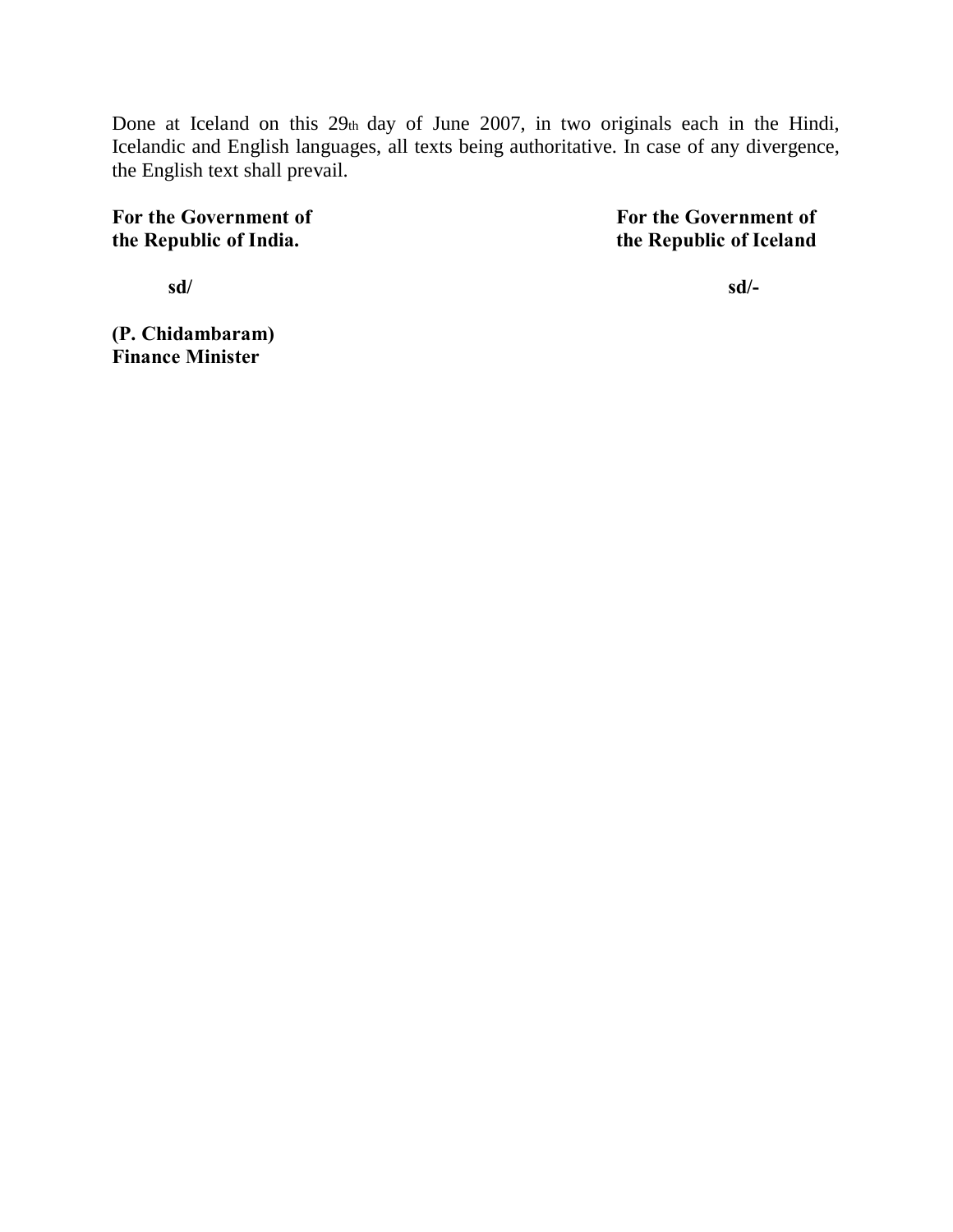Done at Iceland on this 29th day of June 2007, in two originals each in the Hindi, Icelandic and English languages, all texts being authoritative. In case of any divergence, the English text shall prevail.

| **For the Government of the Republic of India.** | **For the Government of the Republic of Iceland** |
| --- | --- |
| **sd/** | **sd/-** |
| **(P. Chidambaram)** <br> **Finance Minister** | |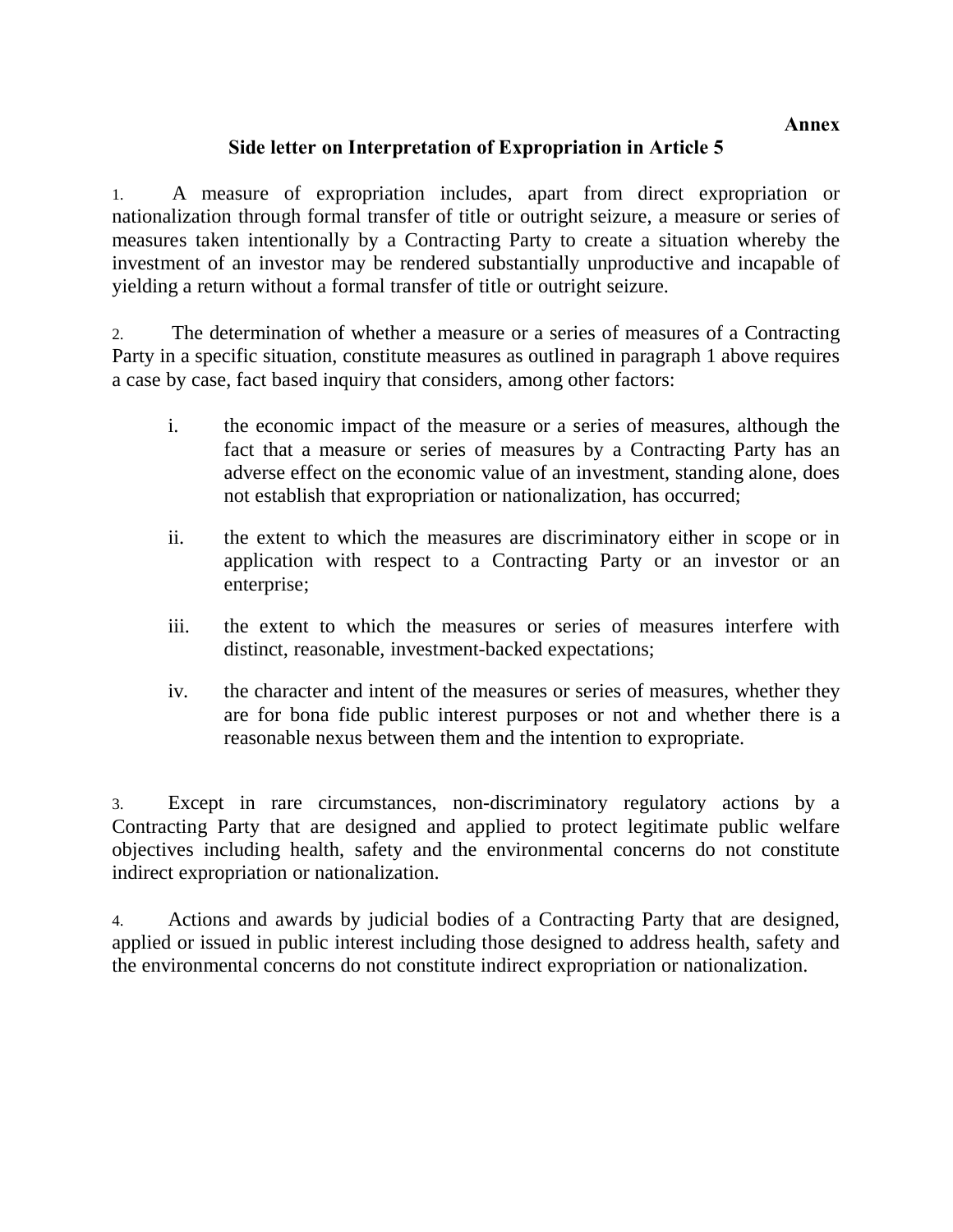**Annex**

## Side letter on Interpretation of Expropriation in Article 5

1. A measure of expropriation includes, apart from direct expropriation or nationalization through formal transfer of title or outright seizure, a measure or series of measures taken intentionally by a Contracting Party to create a situation whereby the investment of an investor may be rendered substantially unproductive and incapable of yielding a return without a formal transfer of title or outright seizure.

2. The determination of whether a measure or a series of measures of a Contracting Party in a specific situation, constitute measures as outlined in paragraph 1 above requires a case by case, fact based inquiry that considers, among other factors:

   i. the economic impact of the measure or a series of measures, although the fact that a measure or series of measures by a Contracting Party has an adverse effect on the economic value of an investment, standing alone, does not establish that expropriation or nationalization, has occurred;

   ii. the extent to which the measures are discriminatory either in scope or in application with respect to a Contracting Party or an investor or an enterprise;

   iii. the extent to which the measures or series of measures interfere with distinct, reasonable, investment-backed expectations;

   iv. the character and intent of the measures or series of measures, whether they are for bona fide public interest purposes or not and whether there is a reasonable nexus between them and the intention to expropriate.

3. Except in rare circumstances, non-discriminatory regulatory actions by a Contracting Party that are designed and applied to protect legitimate public welfare objectives including health, safety and the environmental concerns do not constitute indirect expropriation or nationalization.

4. Actions and awards by judicial bodies of a Contracting Party that are designed, applied or issued in public interest including those designed to address health, safety and the environmental concerns do not constitute indirect expropriation or nationalization.